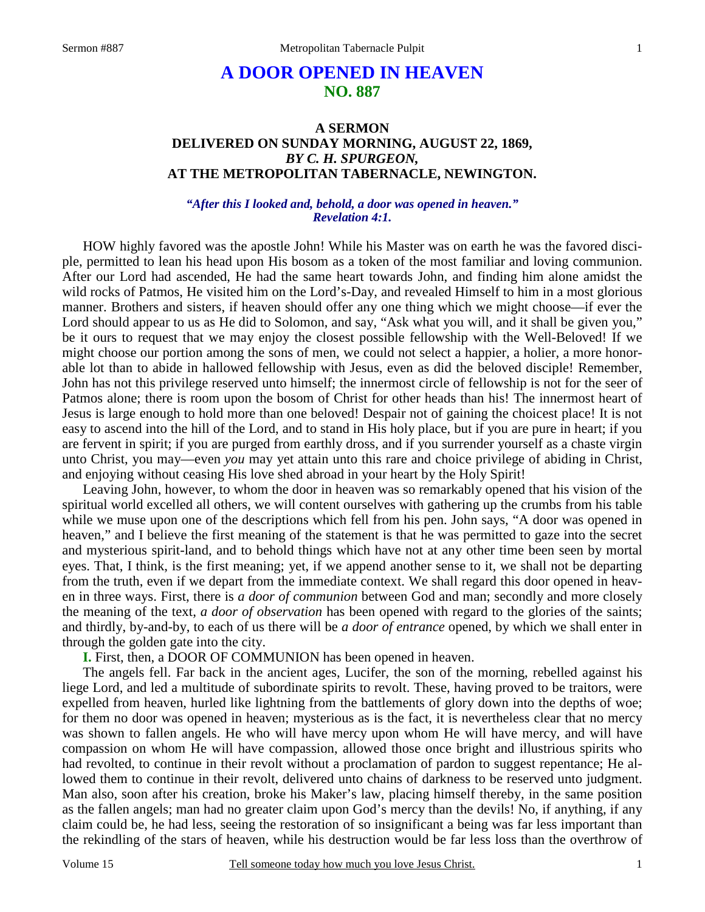# A DOOR OPENED IN HEAVEN
## NO. 887

### A SERMON
### DELIVERED ON SUNDAY MORNING, AUGUST 22, 1869,
### *BY C. H. SPURGEON,*
### AT THE METROPOLITAN TABERNACLE, NEWINGTON.

***"After this I looked and, behold, a door was opened in heaven." Revelation 4:1.***

HOW highly favored was the apostle John! While his Master was on earth he was the favored disciple, permitted to lean his head upon His bosom as a token of the most familiar and loving communion. After our Lord had ascended, He had the same heart towards John, and finding him alone amidst the wild rocks of Patmos, He visited him on the Lord's-Day, and revealed Himself to him in a most glorious manner. Brothers and sisters, if heaven should offer any one thing which we might choose—if ever the Lord should appear to us as He did to Solomon, and say, "Ask what you will, and it shall be given you," be it ours to request that we may enjoy the closest possible fellowship with the Well-Beloved! If we might choose our portion among the sons of men, we could not select a happier, a holier, a more honorable lot than to abide in hallowed fellowship with Jesus, even as did the beloved disciple! Remember, John has not this privilege reserved unto himself; the innermost circle of fellowship is not for the seer of Patmos alone; there is room upon the bosom of Christ for other heads than his! The innermost heart of Jesus is large enough to hold more than one beloved! Despair not of gaining the choicest place! It is not easy to ascend into the hill of the Lord, and to stand in His holy place, but if you are pure in heart; if you are fervent in spirit; if you are purged from earthly dross, and if you surrender yourself as a chaste virgin unto Christ, you may—even *you* may yet attain unto this rare and choice privilege of abiding in Christ, and enjoying without ceasing His love shed abroad in your heart by the Holy Spirit!

Leaving John, however, to whom the door in heaven was so remarkably opened that his vision of the spiritual world excelled all others, we will content ourselves with gathering up the crumbs from his table while we muse upon one of the descriptions which fell from his pen. John says, "A door was opened in heaven," and I believe the first meaning of the statement is that he was permitted to gaze into the secret and mysterious spirit-land, and to behold things which have not at any other time been seen by mortal eyes. That, I think, is the first meaning; yet, if we append another sense to it, we shall not be departing from the truth, even if we depart from the immediate context. We shall regard this door opened in heaven in three ways. First, there is *a door of communion* between God and man; secondly and more closely the meaning of the text, *a door of observation* has been opened with regard to the glories of the saints; and thirdly, by-and-by, to each of us there will be *a door of entrance* opened, by which we shall enter in through the golden gate into the city.

**I.** First, then, a DOOR OF COMMUNION has been opened in heaven.

The angels fell. Far back in the ancient ages, Lucifer, the son of the morning, rebelled against his liege Lord, and led a multitude of subordinate spirits to revolt. These, having proved to be traitors, were expelled from heaven, hurled like lightning from the battlements of glory down into the depths of woe; for them no door was opened in heaven; mysterious as is the fact, it is nevertheless clear that no mercy was shown to fallen angels. He who will have mercy upon whom He will have mercy, and will have compassion on whom He will have compassion, allowed those once bright and illustrious spirits who had revolted, to continue in their revolt without a proclamation of pardon to suggest repentance; He allowed them to continue in their revolt, delivered unto chains of darkness to be reserved unto judgment. Man also, soon after his creation, broke his Maker's law, placing himself thereby, in the same position as the fallen angels; man had no greater claim upon God's mercy than the devils! No, if anything, if any claim could be, he had less, seeing the restoration of so insignificant a being was far less important than the rekindling of the stars of heaven, while his destruction would be far less loss than the overthrow of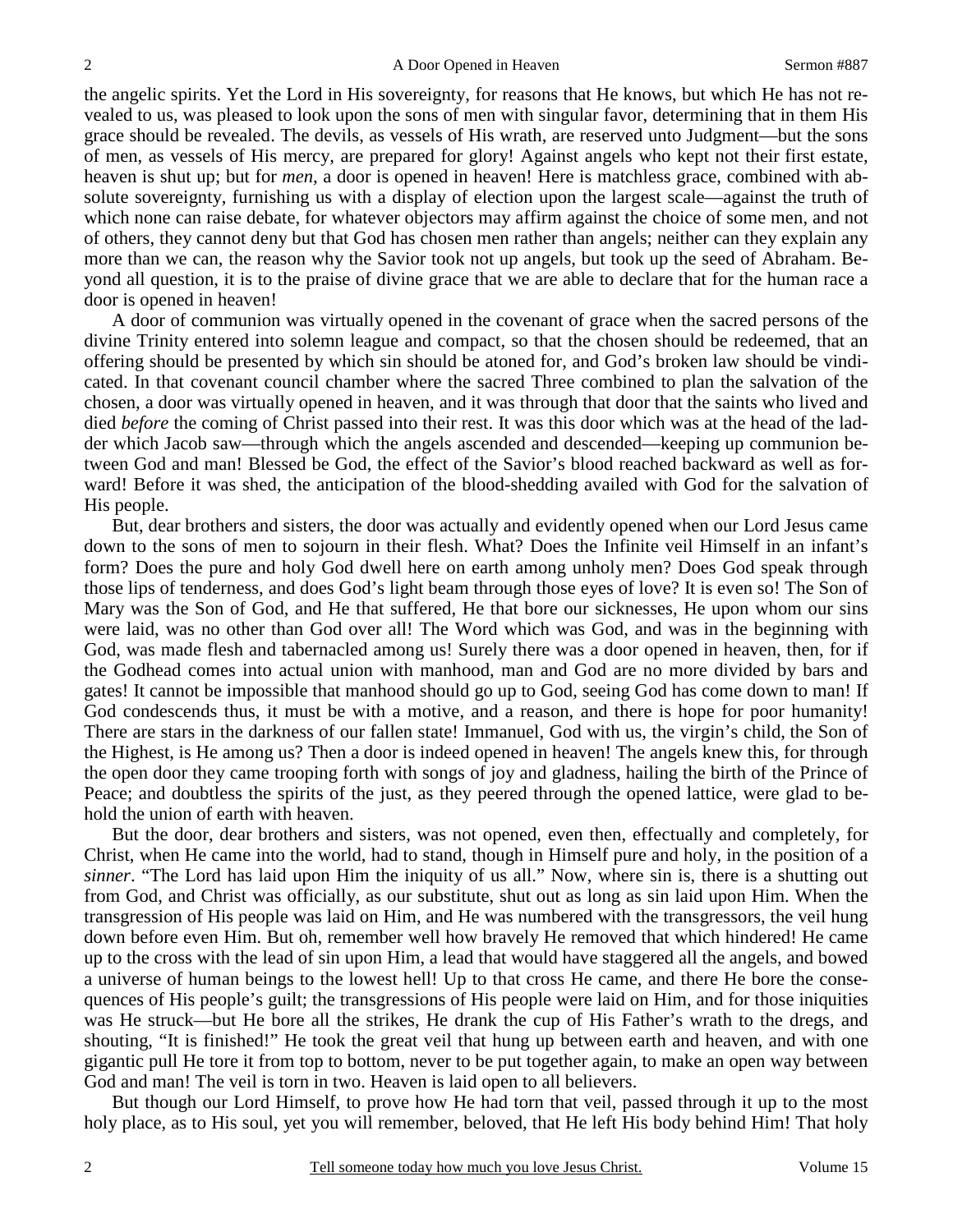the angelic spirits. Yet the Lord in His sovereignty, for reasons that He knows, but which He has not revealed to us, was pleased to look upon the sons of men with singular favor, determining that in them His grace should be revealed. The devils, as vessels of His wrath, are reserved unto Judgment—but the sons of men, as vessels of His mercy, are prepared for glory! Against angels who kept not their first estate, heaven is shut up; but for *men*, a door is opened in heaven! Here is matchless grace, combined with absolute sovereignty, furnishing us with a display of election upon the largest scale—against the truth of which none can raise debate, for whatever objectors may affirm against the choice of some men, and not of others, they cannot deny but that God has chosen men rather than angels; neither can they explain any more than we can, the reason why the Savior took not up angels, but took up the seed of Abraham. Beyond all question, it is to the praise of divine grace that we are able to declare that for the human race a door is opened in heaven!

A door of communion was virtually opened in the covenant of grace when the sacred persons of the divine Trinity entered into solemn league and compact, so that the chosen should be redeemed, that an offering should be presented by which sin should be atoned for, and God's broken law should be vindicated. In that covenant council chamber where the sacred Three combined to plan the salvation of the chosen, a door was virtually opened in heaven, and it was through that door that the saints who lived and died *before* the coming of Christ passed into their rest. It was this door which was at the head of the ladder which Jacob saw—through which the angels ascended and descended—keeping up communion between God and man! Blessed be God, the effect of the Savior's blood reached backward as well as forward! Before it was shed, the anticipation of the blood-shedding availed with God for the salvation of His people.

But, dear brothers and sisters, the door was actually and evidently opened when our Lord Jesus came down to the sons of men to sojourn in their flesh. What? Does the Infinite veil Himself in an infant's form? Does the pure and holy God dwell here on earth among unholy men? Does God speak through those lips of tenderness, and does God's light beam through those eyes of love? It is even so! The Son of Mary was the Son of God, and He that suffered, He that bore our sicknesses, He upon whom our sins were laid, was no other than God over all! The Word which was God, and was in the beginning with God, was made flesh and tabernacled among us! Surely there was a door opened in heaven, then, for if the Godhead comes into actual union with manhood, man and God are no more divided by bars and gates! It cannot be impossible that manhood should go up to God, seeing God has come down to man! If God condescends thus, it must be with a motive, and a reason, and there is hope for poor humanity! There are stars in the darkness of our fallen state! Immanuel, God with us, the virgin's child, the Son of the Highest, is He among us? Then a door is indeed opened in heaven! The angels knew this, for through the open door they came trooping forth with songs of joy and gladness, hailing the birth of the Prince of Peace; and doubtless the spirits of the just, as they peered through the opened lattice, were glad to behold the union of earth with heaven.

But the door, dear brothers and sisters, was not opened, even then, effectually and completely, for Christ, when He came into the world, had to stand, though in Himself pure and holy, in the position of a *sinner*. "The Lord has laid upon Him the iniquity of us all." Now, where sin is, there is a shutting out from God, and Christ was officially, as our substitute, shut out as long as sin laid upon Him. When the transgression of His people was laid on Him, and He was numbered with the transgressors, the veil hung down before even Him. But oh, remember well how bravely He removed that which hindered! He came up to the cross with the lead of sin upon Him, a lead that would have staggered all the angels, and bowed a universe of human beings to the lowest hell! Up to that cross He came, and there He bore the consequences of His people's guilt; the transgressions of His people were laid on Him, and for those iniquities was He struck—but He bore all the strikes, He drank the cup of His Father's wrath to the dregs, and shouting, "It is finished!" He took the great veil that hung up between earth and heaven, and with one gigantic pull He tore it from top to bottom, never to be put together again, to make an open way between God and man! The veil is torn in two. Heaven is laid open to all believers.

But though our Lord Himself, to prove how He had torn that veil, passed through it up to the most holy place, as to His soul, yet you will remember, beloved, that He left His body behind Him! That holy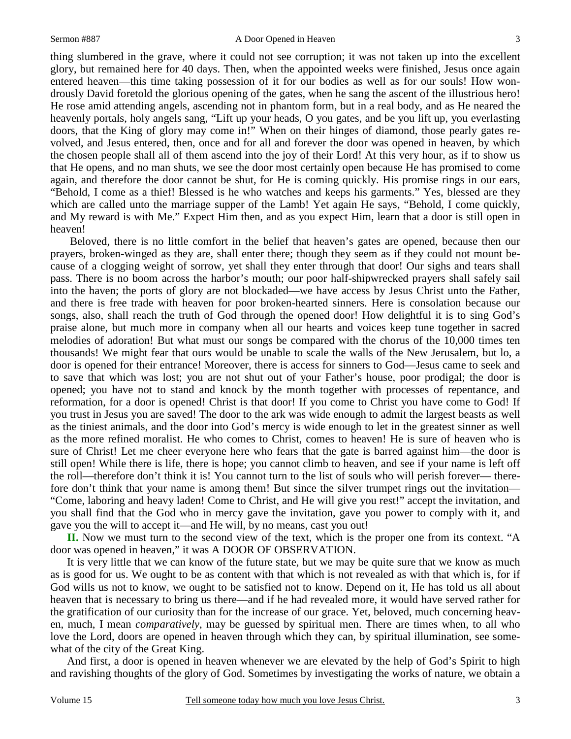thing slumbered in the grave, where it could not see corruption; it was not taken up into the excellent glory, but remained here for 40 days. Then, when the appointed weeks were finished, Jesus once again entered heaven—this time taking possession of it for our bodies as well as for our souls! How wondrously David foretold the glorious opening of the gates, when he sang the ascent of the illustrious hero! He rose amid attending angels, ascending not in phantom form, but in a real body, and as He neared the heavenly portals, holy angels sang, "Lift up your heads, O you gates, and be you lift up, you everlasting doors, that the King of glory may come in!" When on their hinges of diamond, those pearly gates revolved, and Jesus entered, then, once and for all and forever the door was opened in heaven, by which the chosen people shall all of them ascend into the joy of their Lord! At this very hour, as if to show us that He opens, and no man shuts, we see the door most certainly open because He has promised to come again, and therefore the door cannot be shut, for He is coming quickly. His promise rings in our ears, "Behold, I come as a thief! Blessed is he who watches and keeps his garments." Yes, blessed are they which are called unto the marriage supper of the Lamb! Yet again He says, "Behold, I come quickly, and My reward is with Me." Expect Him then, and as you expect Him, learn that a door is still open in heaven!

Beloved, there is no little comfort in the belief that heaven's gates are opened, because then our prayers, broken-winged as they are, shall enter there; though they seem as if they could not mount because of a clogging weight of sorrow, yet shall they enter through that door! Our sighs and tears shall pass. There is no boom across the harbor's mouth; our poor half-shipwrecked prayers shall safely sail into the haven; the ports of glory are not blockaded—we have access by Jesus Christ unto the Father, and there is free trade with heaven for poor broken-hearted sinners. Here is consolation because our songs, also, shall reach the truth of God through the opened door! How delightful it is to sing God's praise alone, but much more in company when all our hearts and voices keep tune together in sacred melodies of adoration! But what must our songs be compared with the chorus of the 10,000 times ten thousands! We might fear that ours would be unable to scale the walls of the New Jerusalem, but lo, a door is opened for their entrance! Moreover, there is access for sinners to God—Jesus came to seek and to save that which was lost; you are not shut out of your Father's house, poor prodigal; the door is opened; you have not to stand and knock by the month together with processes of repentance, and reformation, for a door is opened! Christ is that door! If you come to Christ you have come to God! If you trust in Jesus you are saved! The door to the ark was wide enough to admit the largest beasts as well as the tiniest animals, and the door into God's mercy is wide enough to let in the greatest sinner as well as the more refined moralist. He who comes to Christ, comes to heaven! He is sure of heaven who is sure of Christ! Let me cheer everyone here who fears that the gate is barred against him—the door is still open! While there is life, there is hope; you cannot climb to heaven, and see if your name is left off the roll—therefore don't think it is! You cannot turn to the list of souls who will perish forever— therefore don't think that your name is among them! But since the silver trumpet rings out the invitation—"Come, laboring and heavy laden! Come to Christ, and He will give you rest!" accept the invitation, and you shall find that the God who in mercy gave the invitation, gave you power to comply with it, and gave you the will to accept it—and He will, by no means, cast you out!

**II.** Now we must turn to the second view of the text, which is the proper one from its context. "A door was opened in heaven," it was A DOOR OF OBSERVATION.

It is very little that we can know of the future state, but we may be quite sure that we know as much as is good for us. We ought to be as content with that which is not revealed as with that which is, for if God wills us not to know, we ought to be satisfied not to know. Depend on it, He has told us all about heaven that is necessary to bring us there—and if he had revealed more, it would have served rather for the gratification of our curiosity than for the increase of our grace. Yet, beloved, much concerning heaven, much, I mean *comparatively*, may be guessed by spiritual men. There are times when, to all who love the Lord, doors are opened in heaven through which they can, by spiritual illumination, see somewhat of the city of the Great King.

And first, a door is opened in heaven whenever we are elevated by the help of God's Spirit to high and ravishing thoughts of the glory of God. Sometimes by investigating the works of nature, we obtain a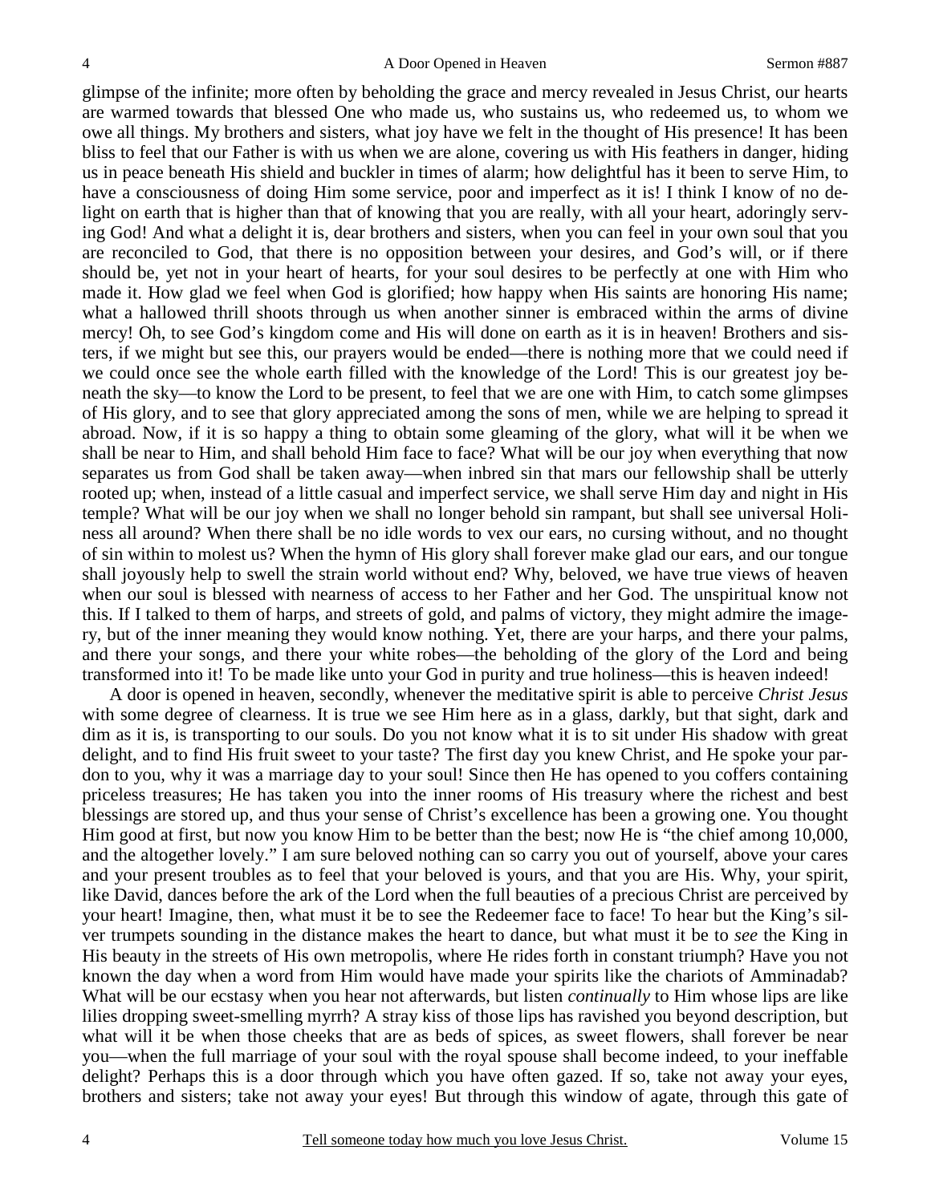glimpse of the infinite; more often by beholding the grace and mercy revealed in Jesus Christ, our hearts are warmed towards that blessed One who made us, who sustains us, who redeemed us, to whom we owe all things. My brothers and sisters, what joy have we felt in the thought of His presence! It has been bliss to feel that our Father is with us when we are alone, covering us with His feathers in danger, hiding us in peace beneath His shield and buckler in times of alarm; how delightful has it been to serve Him, to have a consciousness of doing Him some service, poor and imperfect as it is! I think I know of no delight on earth that is higher than that of knowing that you are really, with all your heart, adoringly serving God! And what a delight it is, dear brothers and sisters, when you can feel in your own soul that you are reconciled to God, that there is no opposition between your desires, and God's will, or if there should be, yet not in your heart of hearts, for your soul desires to be perfectly at one with Him who made it. How glad we feel when God is glorified; how happy when His saints are honoring His name; what a hallowed thrill shoots through us when another sinner is embraced within the arms of divine mercy! Oh, to see God's kingdom come and His will done on earth as it is in heaven! Brothers and sisters, if we might but see this, our prayers would be ended—there is nothing more that we could need if we could once see the whole earth filled with the knowledge of the Lord! This is our greatest joy beneath the sky—to know the Lord to be present, to feel that we are one with Him, to catch some glimpses of His glory, and to see that glory appreciated among the sons of men, while we are helping to spread it abroad. Now, if it is so happy a thing to obtain some gleaming of the glory, what will it be when we shall be near to Him, and shall behold Him face to face? What will be our joy when everything that now separates us from God shall be taken away—when inbred sin that mars our fellowship shall be utterly rooted up; when, instead of a little casual and imperfect service, we shall serve Him day and night in His temple? What will be our joy when we shall no longer behold sin rampant, but shall see universal Holiness all around? When there shall be no idle words to vex our ears, no cursing without, and no thought of sin within to molest us? When the hymn of His glory shall forever make glad our ears, and our tongue shall joyously help to swell the strain world without end? Why, beloved, we have true views of heaven when our soul is blessed with nearness of access to her Father and her God. The unspiritual know not this. If I talked to them of harps, and streets of gold, and palms of victory, they might admire the imagery, but of the inner meaning they would know nothing. Yet, there are your harps, and there your palms, and there your songs, and there your white robes—the beholding of the glory of the Lord and being transformed into it! To be made like unto your God in purity and true holiness—this is heaven indeed!

A door is opened in heaven, secondly, whenever the meditative spirit is able to perceive *Christ Jesus* with some degree of clearness. It is true we see Him here as in a glass, darkly, but that sight, dark and dim as it is, is transporting to our souls. Do you not know what it is to sit under His shadow with great delight, and to find His fruit sweet to your taste? The first day you knew Christ, and He spoke your pardon to you, why it was a marriage day to your soul! Since then He has opened to you coffers containing priceless treasures; He has taken you into the inner rooms of His treasury where the richest and best blessings are stored up, and thus your sense of Christ's excellence has been a growing one. You thought Him good at first, but now you know Him to be better than the best; now He is "the chief among 10,000, and the altogether lovely." I am sure beloved nothing can so carry you out of yourself, above your cares and your present troubles as to feel that your beloved is yours, and that you are His. Why, your spirit, like David, dances before the ark of the Lord when the full beauties of a precious Christ are perceived by your heart! Imagine, then, what must it be to see the Redeemer face to face! To hear but the King's silver trumpets sounding in the distance makes the heart to dance, but what must it be to *see* the King in His beauty in the streets of His own metropolis, where He rides forth in constant triumph? Have you not known the day when a word from Him would have made your spirits like the chariots of Amminadab? What will be our ecstasy when you hear not afterwards, but listen *continually* to Him whose lips are like lilies dropping sweet-smelling myrrh? A stray kiss of those lips has ravished you beyond description, but what will it be when those cheeks that are as beds of spices, as sweet flowers, shall forever be near you—when the full marriage of your soul with the royal spouse shall become indeed, to your ineffable delight? Perhaps this is a door through which you have often gazed. If so, take not away your eyes, brothers and sisters; take not away your eyes! But through this window of agate, through this gate of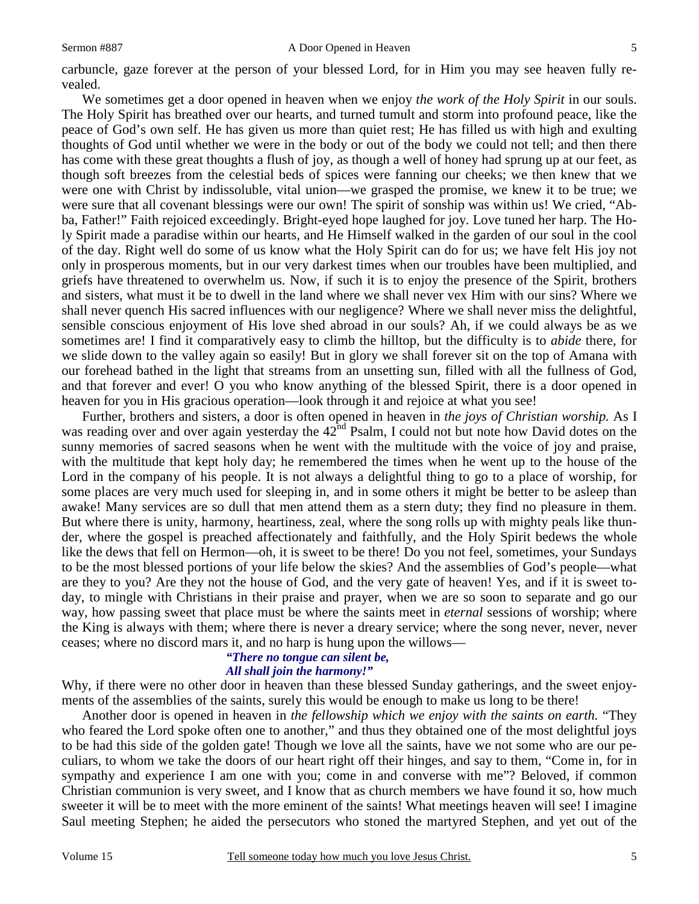carbuncle, gaze forever at the person of your blessed Lord, for in Him you may see heaven fully revealed.

We sometimes get a door opened in heaven when we enjoy *the work of the Holy Spirit* in our souls. The Holy Spirit has breathed over our hearts, and turned tumult and storm into profound peace, like the peace of God's own self. He has given us more than quiet rest; He has filled us with high and exulting thoughts of God until whether we were in the body or out of the body we could not tell; and then there has come with these great thoughts a flush of joy, as though a well of honey had sprung up at our feet, as though soft breezes from the celestial beds of spices were fanning our cheeks; we then knew that we were one with Christ by indissoluble, vital union—we grasped the promise, we knew it to be true; we were sure that all covenant blessings were our own! The spirit of sonship was within us! We cried, "Abba, Father!" Faith rejoiced exceedingly. Bright-eyed hope laughed for joy. Love tuned her harp. The Holy Spirit made a paradise within our hearts, and He Himself walked in the garden of our soul in the cool of the day. Right well do some of us know what the Holy Spirit can do for us; we have felt His joy not only in prosperous moments, but in our very darkest times when our troubles have been multiplied, and griefs have threatened to overwhelm us. Now, if such it is to enjoy the presence of the Spirit, brothers and sisters, what must it be to dwell in the land where we shall never vex Him with our sins? Where we shall never quench His sacred influences with our negligence? Where we shall never miss the delightful, sensible conscious enjoyment of His love shed abroad in our souls? Ah, if we could always be as we sometimes are! I find it comparatively easy to climb the hilltop, but the difficulty is to *abide* there, for we slide down to the valley again so easily! But in glory we shall forever sit on the top of Amana with our forehead bathed in the light that streams from an unsetting sun, filled with all the fullness of God, and that forever and ever! O you who know anything of the blessed Spirit, there is a door opened in heaven for you in His gracious operation—look through it and rejoice at what you see!

Further, brothers and sisters, a door is often opened in heaven in *the joys of Christian worship.* As I was reading over and over again yesterday the 42nd Psalm, I could not but note how David dotes on the sunny memories of sacred seasons when he went with the multitude with the voice of joy and praise, with the multitude that kept holy day; he remembered the times when he went up to the house of the Lord in the company of his people. It is not always a delightful thing to go to a place of worship, for some places are very much used for sleeping in, and in some others it might be better to be asleep than awake! Many services are so dull that men attend them as a stern duty; they find no pleasure in them. But where there is unity, harmony, heartiness, zeal, where the song rolls up with mighty peals like thunder, where the gospel is preached affectionately and faithfully, and the Holy Spirit bedews the whole like the dews that fell on Hermon—oh, it is sweet to be there! Do you not feel, sometimes, your Sundays to be the most blessed portions of your life below the skies? And the assemblies of God's people—what are they to you? Are they not the house of God, and the very gate of heaven! Yes, and if it is sweet today, to mingle with Christians in their praise and prayer, when we are so soon to separate and go our way, how passing sweet that place must be where the saints meet in *eternal* sessions of worship; where the King is always with them; where there is never a dreary service; where the song never, never, never ceases; where no discord mars it, and no harp is hung upon the willows—

> ***"There no tongue can silent be,***
> ***All shall join the harmony!"***

Why, if there were no other door in heaven than these blessed Sunday gatherings, and the sweet enjoyments of the assemblies of the saints, surely this would be enough to make us long to be there!

Another door is opened in heaven in *the fellowship which we enjoy with the saints on earth.* "They who feared the Lord spoke often one to another," and thus they obtained one of the most delightful joys to be had this side of the golden gate! Though we love all the saints, have we not some who are our peculiars, to whom we take the doors of our heart right off their hinges, and say to them, "Come in, for in sympathy and experience I am one with you; come in and converse with me"? Beloved, if common Christian communion is very sweet, and I know that as church members we have found it so, how much sweeter it will be to meet with the more eminent of the saints! What meetings heaven will see! I imagine Saul meeting Stephen; he aided the persecutors who stoned the martyred Stephen, and yet out of the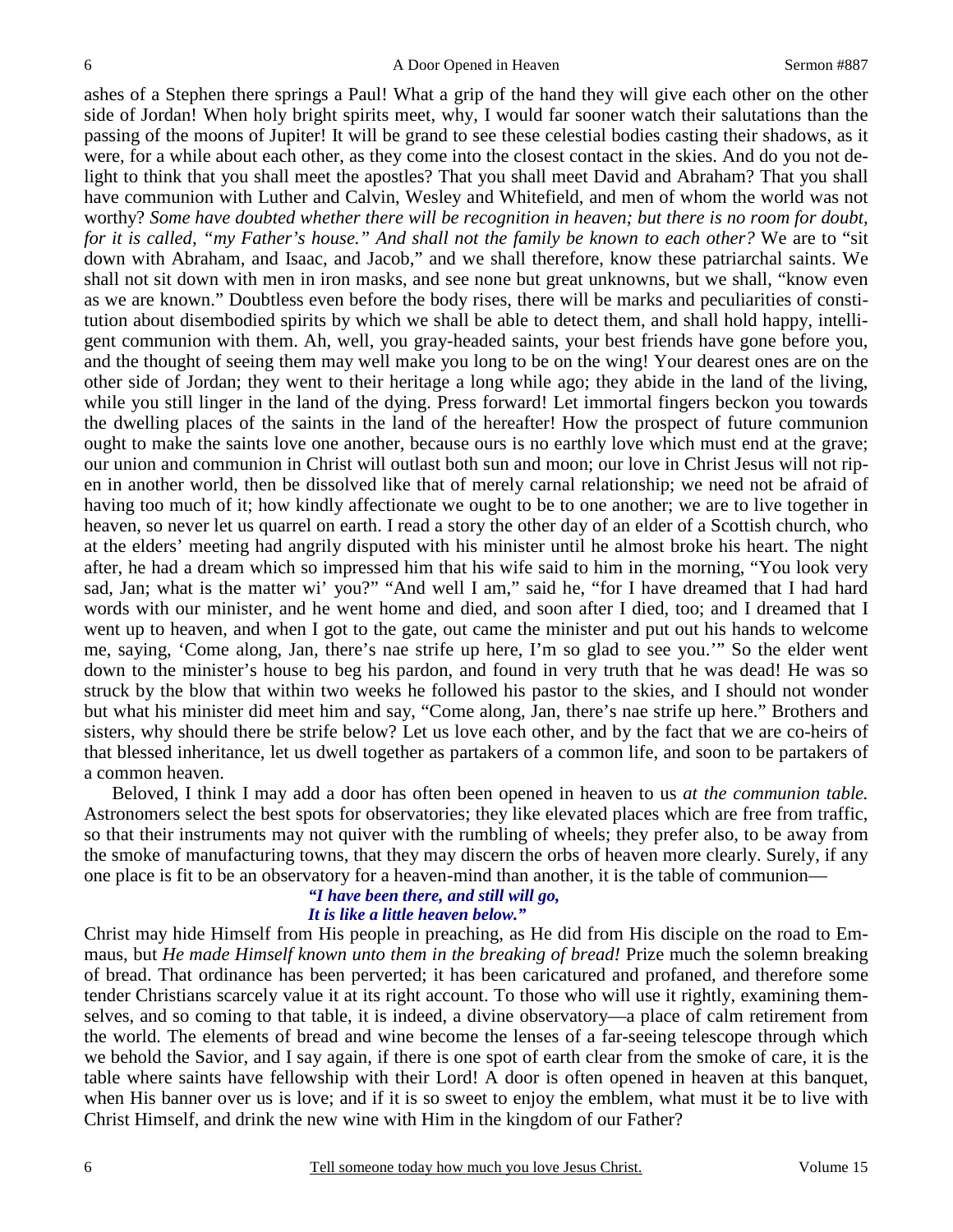ashes of a Stephen there springs a Paul! What a grip of the hand they will give each other on the other side of Jordan! When holy bright spirits meet, why, I would far sooner watch their salutations than the passing of the moons of Jupiter! It will be grand to see these celestial bodies casting their shadows, as it were, for a while about each other, as they come into the closest contact in the skies. And do you not delight to think that you shall meet the apostles? That you shall meet David and Abraham? That you shall have communion with Luther and Calvin, Wesley and Whitefield, and men of whom the world was not worthy? *Some have doubted whether there will be recognition in heaven; but there is no room for doubt, for it is called, "my Father's house." And shall not the family be known to each other?* We are to "sit down with Abraham, and Isaac, and Jacob," and we shall therefore, know these patriarchal saints. We shall not sit down with men in iron masks, and see none but great unknowns, but we shall, "know even as we are known." Doubtless even before the body rises, there will be marks and peculiarities of constitution about disembodied spirits by which we shall be able to detect them, and shall hold happy, intelligent communion with them. Ah, well, you gray-headed saints, your best friends have gone before you, and the thought of seeing them may well make you long to be on the wing! Your dearest ones are on the other side of Jordan; they went to their heritage a long while ago; they abide in the land of the living, while you still linger in the land of the dying. Press forward! Let immortal fingers beckon you towards the dwelling places of the saints in the land of the hereafter! How the prospect of future communion ought to make the saints love one another, because ours is no earthly love which must end at the grave; our union and communion in Christ will outlast both sun and moon; our love in Christ Jesus will not ripen in another world, then be dissolved like that of merely carnal relationship; we need not be afraid of having too much of it; how kindly affectionate we ought to be to one another; we are to live together in heaven, so never let us quarrel on earth. I read a story the other day of an elder of a Scottish church, who at the elders' meeting had angrily disputed with his minister until he almost broke his heart. The night after, he had a dream which so impressed him that his wife said to him in the morning, "You look very sad, Jan; what is the matter wi' you?" "And well I am," said he, "for I have dreamed that I had hard words with our minister, and he went home and died, and soon after I died, too; and I dreamed that I went up to heaven, and when I got to the gate, out came the minister and put out his hands to welcome me, saying, 'Come along, Jan, there's nae strife up here, I'm so glad to see you.'" So the elder went down to the minister's house to beg his pardon, and found in very truth that he was dead! He was so struck by the blow that within two weeks he followed his pastor to the skies, and I should not wonder but what his minister did meet him and say, "Come along, Jan, there's nae strife up here." Brothers and sisters, why should there be strife below? Let us love each other, and by the fact that we are co-heirs of that blessed inheritance, let us dwell together as partakers of a common life, and soon to be partakers of a common heaven.

Beloved, I think I may add a door has often been opened in heaven to us *at the communion table.* Astronomers select the best spots for observatories; they like elevated places which are free from traffic, so that their instruments may not quiver with the rumbling of wheels; they prefer also, to be away from the smoke of manufacturing towns, that they may discern the orbs of heaven more clearly. Surely, if any one place is fit to be an observatory for a heaven-mind than another, it is the table of communion—

> ***"I have been there, and still will go,***
> ***It is like a little heaven below."***

Christ may hide Himself from His people in preaching, as He did from His disciple on the road to Emmaus, but *He made Himself known unto them in the breaking of bread!* Prize much the solemn breaking of bread. That ordinance has been perverted; it has been caricatured and profaned, and therefore some tender Christians scarcely value it at its right account. To those who will use it rightly, examining themselves, and so coming to that table, it is indeed, a divine observatory—a place of calm retirement from the world. The elements of bread and wine become the lenses of a far-seeing telescope through which we behold the Savior, and I say again, if there is one spot of earth clear from the smoke of care, it is the table where saints have fellowship with their Lord! A door is often opened in heaven at this banquet, when His banner over us is love; and if it is so sweet to enjoy the emblem, what must it be to live with Christ Himself, and drink the new wine with Him in the kingdom of our Father?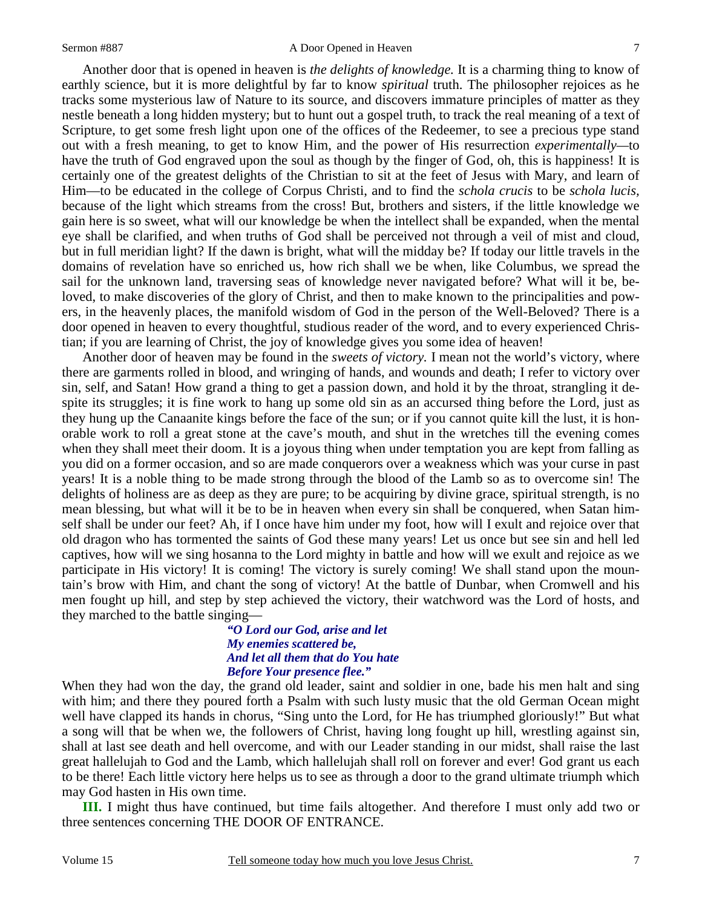Another door that is opened in heaven is *the delights of knowledge.* It is a charming thing to know of earthly science, but it is more delightful by far to know *spiritual* truth. The philosopher rejoices as he tracks some mysterious law of Nature to its source, and discovers immature principles of matter as they nestle beneath a long hidden mystery; but to hunt out a gospel truth, to track the real meaning of a text of Scripture, to get some fresh light upon one of the offices of the Redeemer, to see a precious type stand out with a fresh meaning, to get to know Him, and the power of His resurrection *experimentally*—to have the truth of God engraved upon the soul as though by the finger of God, oh, this is happiness! It is certainly one of the greatest delights of the Christian to sit at the feet of Jesus with Mary, and learn of Him—to be educated in the college of Corpus Christi, and to find the *schola crucis* to be *schola lucis*, because of the light which streams from the cross! But, brothers and sisters, if the little knowledge we gain here is so sweet, what will our knowledge be when the intellect shall be expanded, when the mental eye shall be clarified, and when truths of God shall be perceived not through a veil of mist and cloud, but in full meridian light? If the dawn is bright, what will the midday be? If today our little travels in the domains of revelation have so enriched us, how rich shall we be when, like Columbus, we spread the sail for the unknown land, traversing seas of knowledge never navigated before? What will it be, beloved, to make discoveries of the glory of Christ, and then to make known to the principalities and powers, in the heavenly places, the manifold wisdom of God in the person of the Well-Beloved? There is a door opened in heaven to every thoughtful, studious reader of the word, and to every experienced Christian; if you are learning of Christ, the joy of knowledge gives you some idea of heaven!

Another door of heaven may be found in the *sweets of victory.* I mean not the world's victory, where there are garments rolled in blood, and wringing of hands, and wounds and death; I refer to victory over sin, self, and Satan! How grand a thing to get a passion down, and hold it by the throat, strangling it despite its struggles; it is fine work to hang up some old sin as an accursed thing before the Lord, just as they hung up the Canaanite kings before the face of the sun; or if you cannot quite kill the lust, it is honorable work to roll a great stone at the cave's mouth, and shut in the wretches till the evening comes when they shall meet their doom. It is a joyous thing when under temptation you are kept from falling as you did on a former occasion, and so are made conquerors over a weakness which was your curse in past years! It is a noble thing to be made strong through the blood of the Lamb so as to overcome sin! The delights of holiness are as deep as they are pure; to be acquiring by divine grace, spiritual strength, is no mean blessing, but what will it be to be in heaven when every sin shall be conquered, when Satan himself shall be under our feet? Ah, if I once have him under my foot, how will I exult and rejoice over that old dragon who has tormented the saints of God these many years! Let us once but see sin and hell led captives, how will we sing hosanna to the Lord mighty in battle and how will we exult and rejoice as we participate in His victory! It is coming! The victory is surely coming! We shall stand upon the mountain's brow with Him, and chant the song of victory! At the battle of Dunbar, when Cromwell and his men fought up hill, and step by step achieved the victory, their watchword was the Lord of hosts, and they marched to the battle singing—

*"O Lord our God, arise and let*
*My enemies scattered be,*
*And let all them that do You hate*
*Before Your presence flee."*

When they had won the day, the grand old leader, saint and soldier in one, bade his men halt and sing with him; and there they poured forth a Psalm with such lusty music that the old German Ocean might well have clapped its hands in chorus, "Sing unto the Lord, for He has triumphed gloriously!" But what a song will that be when we, the followers of Christ, having long fought up hill, wrestling against sin, shall at last see death and hell overcome, and with our Leader standing in our midst, shall raise the last great hallelujah to God and the Lamb, which hallelujah shall roll on forever and ever! God grant us each to be there! Each little victory here helps us to see as through a door to the grand ultimate triumph which may God hasten in His own time.

**III.** I might thus have continued, but time fails altogether. And therefore I must only add two or three sentences concerning THE DOOR OF ENTRANCE.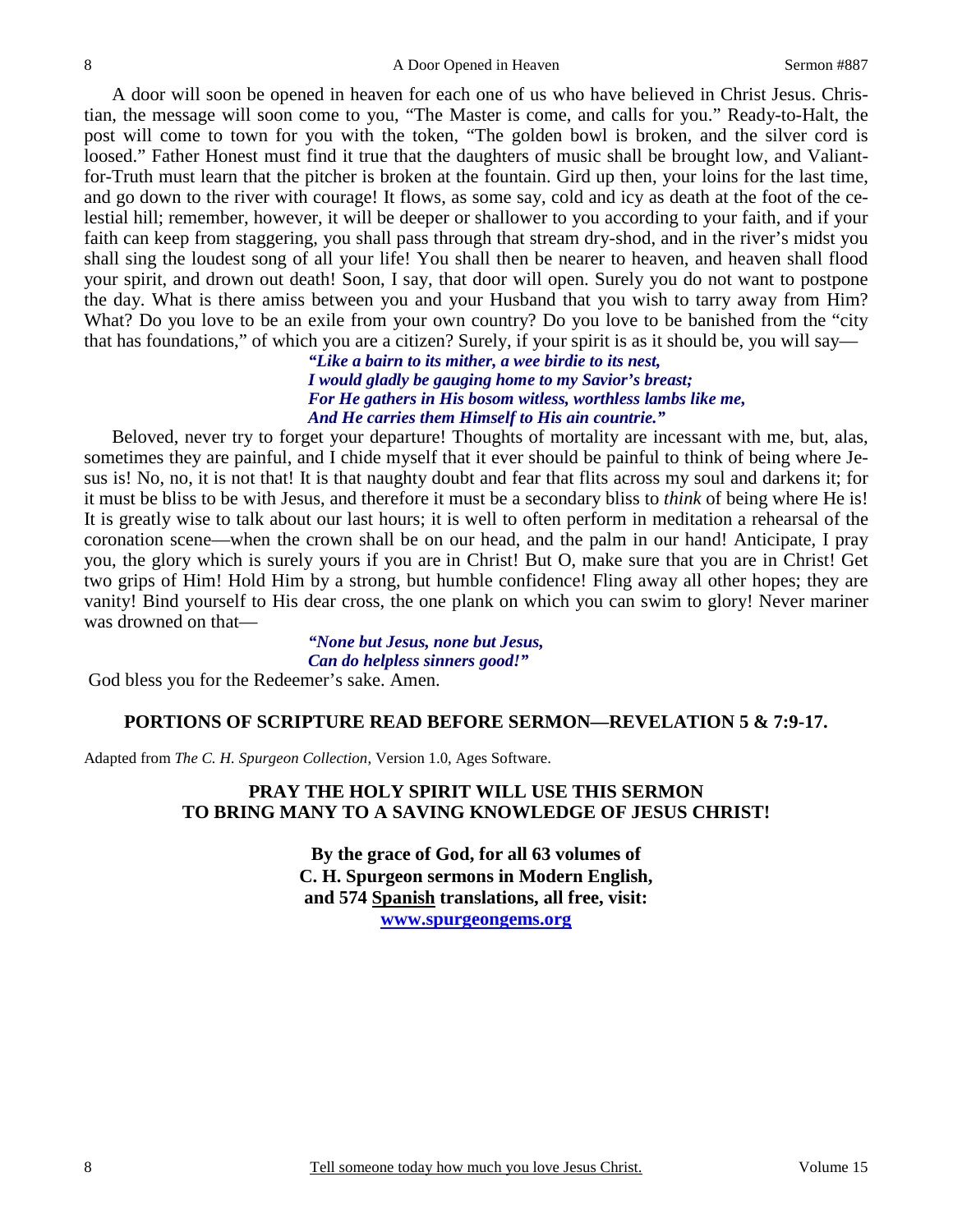A door will soon be opened in heaven for each one of us who have believed in Christ Jesus. Christian, the message will soon come to you, "The Master is come, and calls for you." Ready-to-Halt, the post will come to town for you with the token, "The golden bowl is broken, and the silver cord is loosed." Father Honest must find it true that the daughters of music shall be brought low, and Valiant-for-Truth must learn that the pitcher is broken at the fountain. Gird up then, your loins for the last time, and go down to the river with courage! It flows, as some say, cold and icy as death at the foot of the celestial hill; remember, however, it will be deeper or shallower to you according to your faith, and if your faith can keep from staggering, you shall pass through that stream dry-shod, and in the river's midst you shall sing the loudest song of all your life! You shall then be nearer to heaven, and heaven shall flood your spirit, and drown out death! Soon, I say, that door will open. Surely you do not want to postpone the day. What is there amiss between you and your Husband that you wish to tarry away from Him? What? Do you love to be an exile from your own country? Do you love to be banished from the "city that has foundations," of which you are a citizen? Surely, if your spirit is as it should be, you will say—

> ***"Like a bairn to its mither, a wee birdie to its nest,***
> ***I would gladly be gauging home to my Savior's breast;***
> ***For He gathers in His bosom witless, worthless lambs like me,***
> ***And He carries them Himself to His ain countrie."***

Beloved, never try to forget your departure! Thoughts of mortality are incessant with me, but, alas, sometimes they are painful, and I chide myself that it ever should be painful to think of being where Jesus is! No, no, it is not that! It is that naughty doubt and fear that flits across my soul and darkens it; for it must be bliss to be with Jesus, and therefore it must be a secondary bliss to *think* of being where He is! It is greatly wise to talk about our last hours; it is well to often perform in meditation a rehearsal of the coronation scene—when the crown shall be on our head, and the palm in our hand! Anticipate, I pray you, the glory which is surely yours if you are in Christ! But O, make sure that you are in Christ! Get two grips of Him! Hold Him by a strong, but humble confidence! Fling away all other hopes; they are vanity! Bind yourself to His dear cross, the one plank on which you can swim to glory! Never mariner was drowned on that—

> ***"None but Jesus, none but Jesus,***
> ***Can do helpless sinners good!"***

God bless you for the Redeemer's sake. Amen.

**PORTIONS OF SCRIPTURE READ BEFORE SERMON—REVELATION 5 & 7:9-17.**

Adapted from *The C. H. Spurgeon Collection*, Version 1.0, Ages Software.

**PRAY THE HOLY SPIRIT WILL USE THIS SERMON TO BRING MANY TO A SAVING KNOWLEDGE OF JESUS CHRIST!**

**By the grace of God, for all 63 volumes of C. H. Spurgeon sermons in Modern English, and 574 Spanish translations, all free, visit: www.spurgeongems.org**